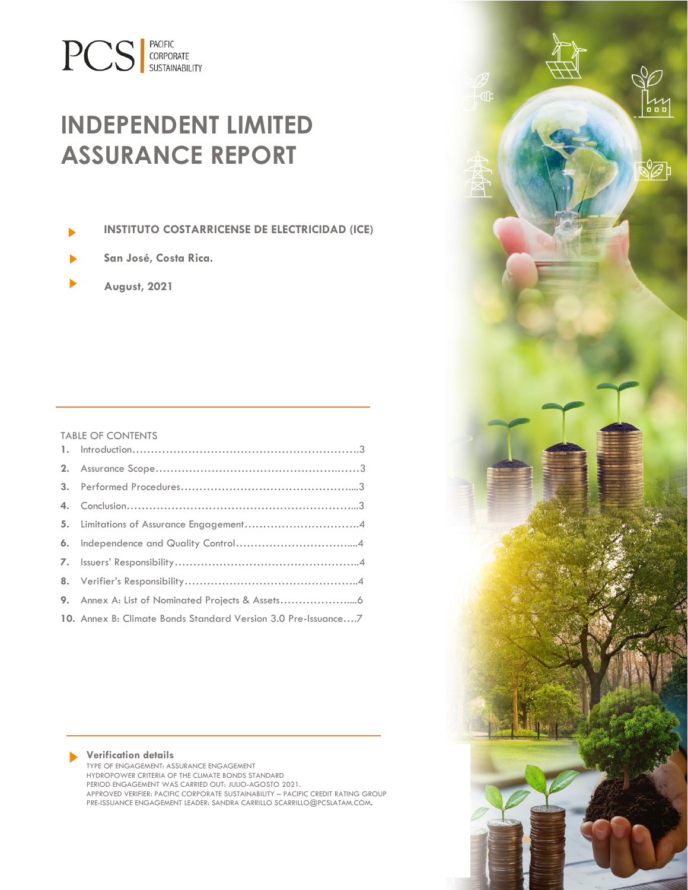PCS | PACIFIC CORPORATE SUSTAINABILITY

# INDEPENDENT LIMITED ASSURANCE REPORT

- **INSTITUTO COSTARRICENSE DE ELECTRICIDAD (ICE)**
- **San José, Costa Rica.**
- **August, 2021**

TABLE OF CONTENTS

1. Introduction……………………………………………………….3
2. Assurance Scope…………………………………………….……3
3. Performed Procedures…………………………………………....3
4. Conclusion……………………………………………………….....3
5. Limitations of Assurance Engagement…………………………..4
6. Independence and Quality Control…………………………….....4
7. Issuers' Responsibility……………………………………………..4
8. Verifier's Responsibility…………………………………………...4
9. Annex A: List of Nominated Projects & Assets………………....6
10. Annex B: Climate Bonds Standard Version 3.0 Pre-Issuance….7

**Verification details**

TYPE OF ENGAGEMENT: ASSURANCE ENGAGEMENT
HYDROPOWER CRITERIA OF THE CLIMATE BONDS STANDARD
PERIOD ENGAGEMENT WAS CARRIED OUT: JULIO-AGOSTO 2021.
APPROVED VERIFIER: PACIFIC CORPORATE SUSTAINABILITY – PACIFIC CREDIT RATING GROUP
PRE-ISSUANCE ENGAGEMENT LEADER: SANDRA CARRILLO SCARRILLO@PCSLATAM.COM.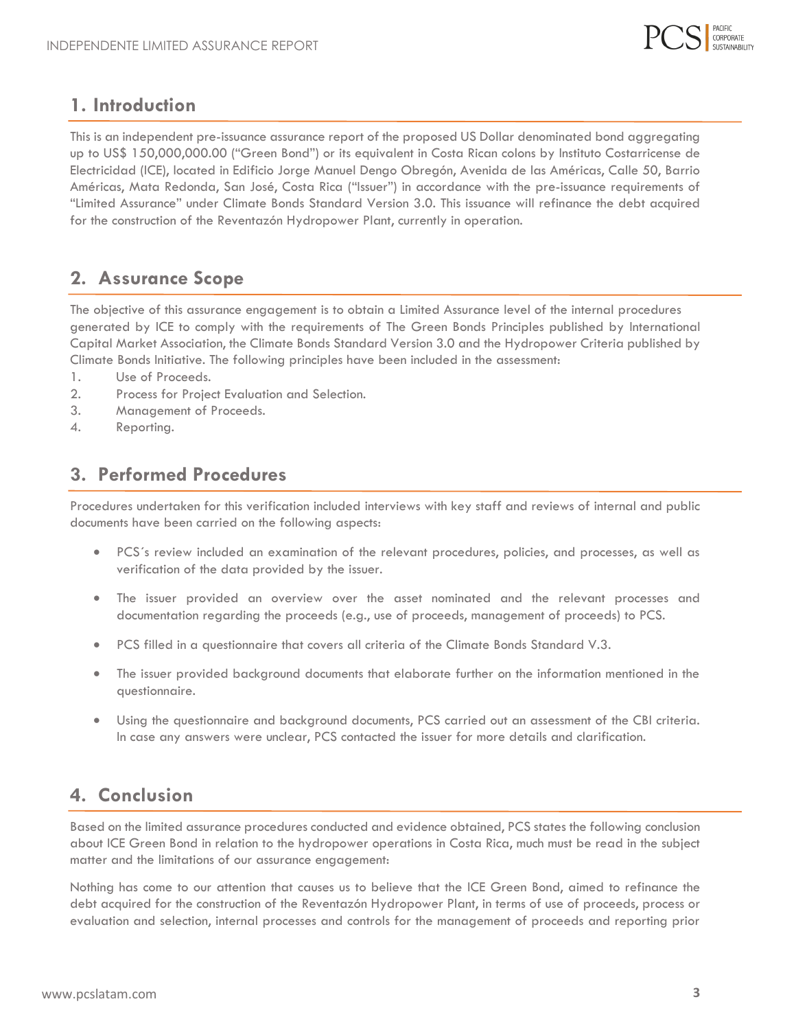## 1. Introduction

This is an independent pre-issuance assurance report of the proposed US Dollar denominated bond aggregating up to US$ 150,000,000.00 ("Green Bond") or its equivalent in Costa Rican colons by Instituto Costarricense de Electricidad (ICE), located in Edificio Jorge Manuel Dengo Obregón, Avenida de las Américas, Calle 50, Barrio Américas, Mata Redonda, San José, Costa Rica ("Issuer") in accordance with the pre-issuance requirements of "Limited Assurance" under Climate Bonds Standard Version 3.0. This issuance will refinance the debt acquired for the construction of the Reventazón Hydropower Plant, currently in operation.

## 2. Assurance Scope

The objective of this assurance engagement is to obtain a Limited Assurance level of the internal procedures generated by ICE to comply with the requirements of The Green Bonds Principles published by International Capital Market Association, the Climate Bonds Standard Version 3.0 and the Hydropower Criteria published by Climate Bonds Initiative. The following principles have been included in the assessment:

1. Use of Proceeds.
2. Process for Project Evaluation and Selection.
3. Management of Proceeds.
4. Reporting.

## 3. Performed Procedures

Procedures undertaken for this verification included interviews with key staff and reviews of internal and public documents have been carried on the following aspects:

- PCS´s review included an examination of the relevant procedures, policies, and processes, as well as verification of the data provided by the issuer.
- The issuer provided an overview over the asset nominated and the relevant processes and documentation regarding the proceeds (e.g., use of proceeds, management of proceeds) to PCS.
- PCS filled in a questionnaire that covers all criteria of the Climate Bonds Standard V.3.
- The issuer provided background documents that elaborate further on the information mentioned in the questionnaire.
- Using the questionnaire and background documents, PCS carried out an assessment of the CBI criteria. In case any answers were unclear, PCS contacted the issuer for more details and clarification.

## 4. Conclusion

Based on the limited assurance procedures conducted and evidence obtained, PCS states the following conclusion about ICE Green Bond in relation to the hydropower operations in Costa Rica, much must be read in the subject matter and the limitations of our assurance engagement:

Nothing has come to our attention that causes us to believe that the ICE Green Bond, aimed to refinance the debt acquired for the construction of the Reventazón Hydropower Plant, in terms of use of proceeds, process or evaluation and selection, internal processes and controls for the management of proceeds and reporting prior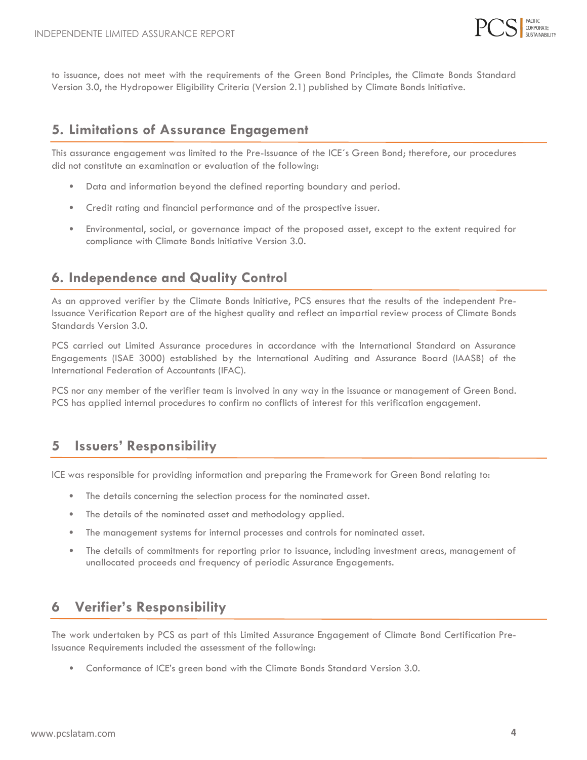to issuance, does not meet with the requirements of the Green Bond Principles, the Climate Bonds Standard Version 3.0, the Hydropower Eligibility Criteria (Version 2.1) published by Climate Bonds Initiative.

## 5. Limitations of Assurance Engagement

This assurance engagement was limited to the Pre-Issuance of the ICE´s Green Bond; therefore, our procedures did not constitute an examination or evaluation of the following:

- Data and information beyond the defined reporting boundary and period.
- Credit rating and financial performance and of the prospective issuer.
- Environmental, social, or governance impact of the proposed asset, except to the extent required for compliance with Climate Bonds Initiative Version 3.0.

## 6. Independence and Quality Control

As an approved verifier by the Climate Bonds Initiative, PCS ensures that the results of the independent Pre-Issuance Verification Report are of the highest quality and reflect an impartial review process of Climate Bonds Standards Version 3.0.

PCS carried out Limited Assurance procedures in accordance with the International Standard on Assurance Engagements (ISAE 3000) established by the International Auditing and Assurance Board (IAASB) of the International Federation of Accountants (IFAC).

PCS nor any member of the verifier team is involved in any way in the issuance or management of Green Bond. PCS has applied internal procedures to confirm no conflicts of interest for this verification engagement.

## 5 Issuers' Responsibility

ICE was responsible for providing information and preparing the Framework for Green Bond relating to:

- The details concerning the selection process for the nominated asset.
- The details of the nominated asset and methodology applied.
- The management systems for internal processes and controls for nominated asset.
- The details of commitments for reporting prior to issuance, including investment areas, management of unallocated proceeds and frequency of periodic Assurance Engagements.

## 6 Verifier's Responsibility

The work undertaken by PCS as part of this Limited Assurance Engagement of Climate Bond Certification Pre-Issuance Requirements included the assessment of the following:

- Conformance of ICE's green bond with the Climate Bonds Standard Version 3.0.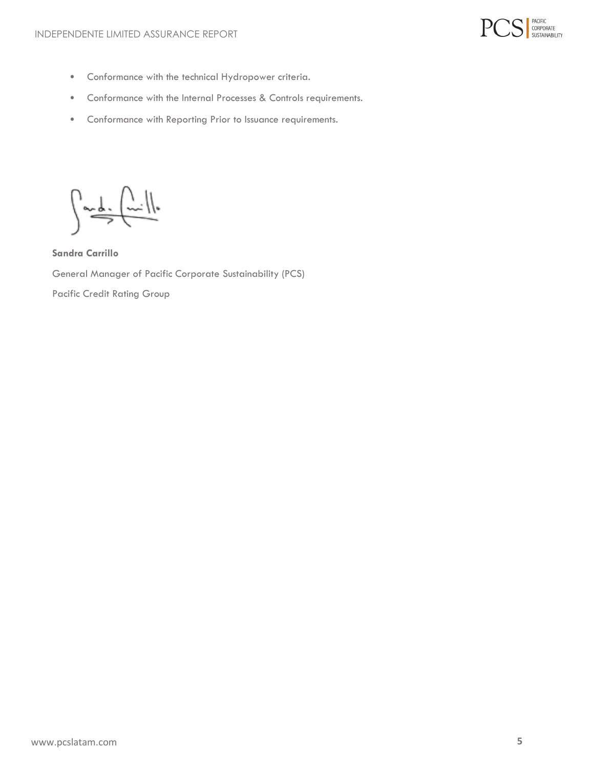- Conformance with the technical Hydropower criteria.
- Conformance with the Internal Processes & Controls requirements.
- Conformance with Reporting Prior to Issuance requirements.

**Sandra Carrillo**

General Manager of Pacific Corporate Sustainability (PCS)

Pacific Credit Rating Group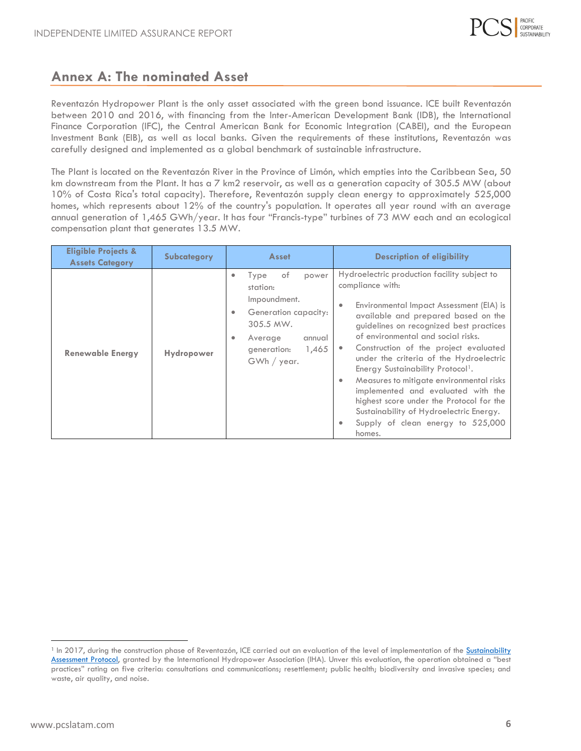## Annex A: The nominated Asset

Reventazón Hydropower Plant is the only asset associated with the green bond issuance. ICE built Reventazón between 2010 and 2016, with financing from the Inter-American Development Bank (IDB), the International Finance Corporation (IFC), the Central American Bank for Economic Integration (CABEI), and the European Investment Bank (EIB), as well as local banks. Given the requirements of these institutions, Reventazón was carefully designed and implemented as a global benchmark of sustainable infrastructure.

The Plant is located on the Reventazón River in the Province of Limón, which empties into the Caribbean Sea, 50 km downstream from the Plant. It has a 7 km2 reservoir, as well as a generation capacity of 305.5 MW (about 10% of Costa Rica's total capacity). Therefore, Reventazón supply clean energy to approximately 525,000 homes, which represents about 12% of the country's population. It operates all year round with an average annual generation of 1,465 GWh/year. It has four "Francis-type" turbines of 73 MW each and an ecological compensation plant that generates 13.5 MW.

| Eligible Projects & Assets Category | Subcategory | Asset | Description of eligibility |
|---|---|---|---|
| **Renewable Energy** | **Hydropower** | • Type of power station: Impoundment.<br>• Generation capacity: 305.5 MW.<br>• Average annual generation: 1,465 GWh / year. | Hydroelectric production facility subject to compliance with:<br>• Environmental Impact Assessment (EIA) is available and prepared based on the guidelines on recognized best practices of environmental and social risks.<br>• Construction of the project evaluated under the criteria of the Hydroelectric Energy Sustainability Protocol[1].<br>• Measures to mitigate environmental risks implemented and evaluated with the highest score under the Protocol for the Sustainability of Hydroelectric Energy.<br>• Supply of clean energy to 525,000 homes. |

[1] In 2017, during the construction phase of Reventazón, ICE carried out an evaluation of the level of implementation of the Sustainability Assessment Protocol, granted by the International Hydropower Association (IHA). Unver this evaluation, the operation obtained a "best practices" rating on five criteria: consultations and communications; resettlement; public health; biodiversity and invasive species; and waste, air quality, and noise.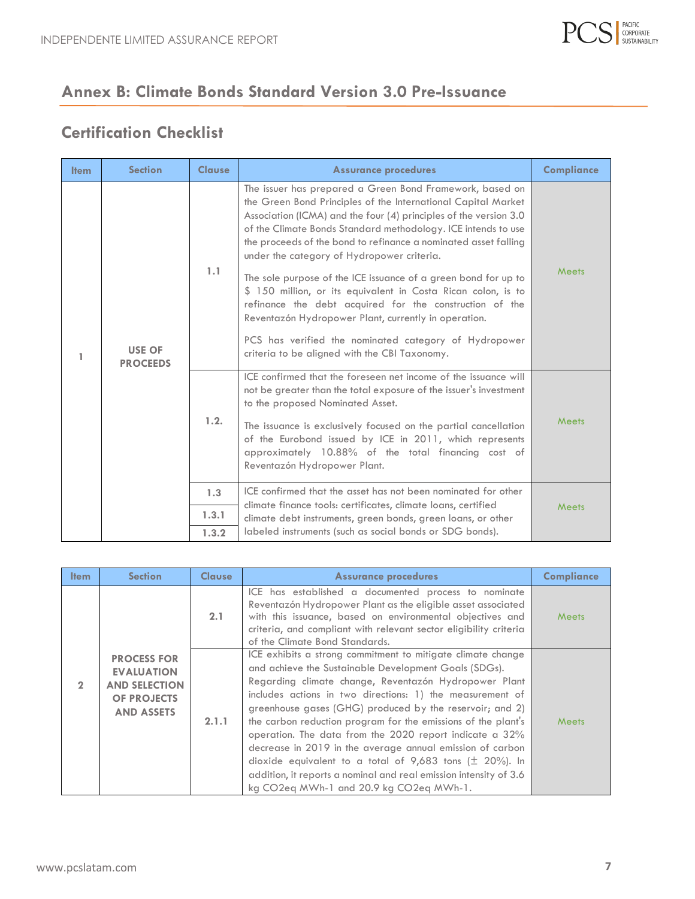## Annex B: Climate Bonds Standard Version 3.0 Pre-Issuance

### Certification Checklist

| Item | Section | Clause | Assurance procedures | Compliance |
|---|---|---|---|---|
| 1 | USE OF PROCEEDS | 1.1 | The issuer has prepared a Green Bond Framework, based on the Green Bond Principles of the International Capital Market Association (ICMA) and the four (4) principles of the version 3.0 of the Climate Bonds Standard methodology. ICE intends to use the proceeds of the bond to refinance a nominated asset falling under the category of Hydropower criteria.<br><br>The sole purpose of the ICE issuance of a green bond for up to $ 150 million, or its equivalent in Costa Rican colon, is to refinance the debt acquired for the construction of the Reventazón Hydropower Plant, currently in operation.<br><br>PCS has verified the nominated category of Hydropower criteria to be aligned with the CBI Taxonomy. | Meets |
| | | 1.2. | ICE confirmed that the foreseen net income of the issuance will not be greater than the total exposure of the issuer's investment to the proposed Nominated Asset.<br><br>The issuance is exclusively focused on the partial cancellation of the Eurobond issued by ICE in 2011, which represents approximately 10.88% of the total financing cost of Reventazón Hydropower Plant. | Meets |
| | | 1.3<br>1.3.1<br>1.3.2 | ICE confirmed that the asset has not been nominated for other climate finance tools: certificates, climate loans, certified climate debt instruments, green bonds, green loans, or other labeled instruments (such as social bonds or SDG bonds). | Meets |

| Item | Section | Clause | Assurance procedures | Compliance |
|---|---|---|---|---|
| 2 | PROCESS FOR EVALUATION AND SELECTION OF PROJECTS AND ASSETS | 2.1 | ICE has established a documented process to nominate Reventazón Hydropower Plant as the eligible asset associated with this issuance, based on environmental objectives and criteria, and compliant with relevant sector eligibility criteria of the Climate Bond Standards. | Meets |
| | | 2.1.1 | ICE exhibits a strong commitment to mitigate climate change and achieve the Sustainable Development Goals (SDGs). Regarding climate change, Reventazón Hydropower Plant includes actions in two directions: 1) the measurement of greenhouse gases (GHG) produced by the reservoir; and 2) the carbon reduction program for the emissions of the plant's operation. The data from the 2020 report indicate a 32% decrease in 2019 in the average annual emission of carbon dioxide equivalent to a total of 9,683 tons (± 20%). In addition, it reports a nominal and real emission intensity of 3.6 kg CO2eq MWh-1 and 20.9 kg CO2eq MWh-1. | Meets |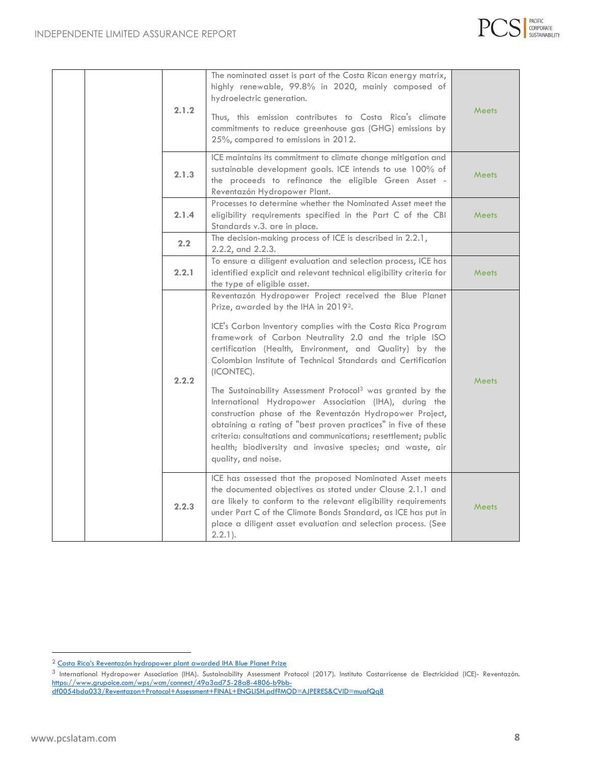| | | | | |
|---|---|---|---|---|
| | | 2.1.2 | The nominated asset is part of the Costa Rican energy matrix, highly renewable, 99.8% in 2020, mainly composed of hydroelectric generation.<br><br>Thus, this emission contributes to Costa Rica's climate commitments to reduce greenhouse gas (GHG) emissions by 25%, compared to emissions in 2012. | Meets |
| | | 2.1.3 | ICE maintains its commitment to climate change mitigation and sustainable development goals. ICE intends to use 100% of the proceeds to refinance the eligible Green Asset - Reventazón Hydropower Plant. | Meets |
| | | 2.1.4 | Processes to determine whether the Nominated Asset meet the eligibility requirements specified in the Part C of the CBI Standards v.3. are in place. | Meets |
| | | 2.2 | The decision-making process of ICE is described in 2.2.1, 2.2.2, and 2.2.3. | |
| | | 2.2.1 | To ensure a diligent evaluation and selection process, ICE has identified explicit and relevant technical eligibility criteria for the type of eligible asset. | Meets |
| | | 2.2.2 | Reventazón Hydropower Project received the Blue Planet Prize, awarded by the IHA in 2019[2].<br><br>ICE's Carbon Inventory complies with the Costa Rica Program framework of Carbon Neutrality 2.0 and the triple ISO certification (Health, Environment, and Quality) by the Colombian Institute of Technical Standards and Certification (ICONTEC).<br><br>The Sustainability Assessment Protocol[3] was granted by the International Hydropower Association (IHA), during the construction phase of the Reventazón Hydropower Project, obtaining a rating of "best proven practices" in five of these criteria: consultations and communications; resettlement; public health; biodiversity and invasive species; and waste, air quality, and noise. | Meets |
| | | 2.2.3 | ICE has assessed that the proposed Nominated Asset meets the documented objectives as stated under Clause 2.1.1 and are likely to conform to the relevant eligibility requirements under Part C of the Climate Bonds Standard, as ICE has put in place a diligent asset evaluation and selection process. (See 2.2.1). | Meets |

[2] Costa Rica's Reventazón hydropower plant awarded IHA Blue Planet Prize

[3] International Hydropower Association (IHA). Sustainability Assessment Protocol (2017). Instituto Costarricense de Electricidad (ICE)- Reventazón. https://www.grupoice.com/wps/wcm/connect/49a3ad75-28a8-4806-b9bb-df0054bda033/Reventazon+Protocol+Assessment+FINAL+ENGLISH.pdf?MOD=AJPERES&CVID=muafQq8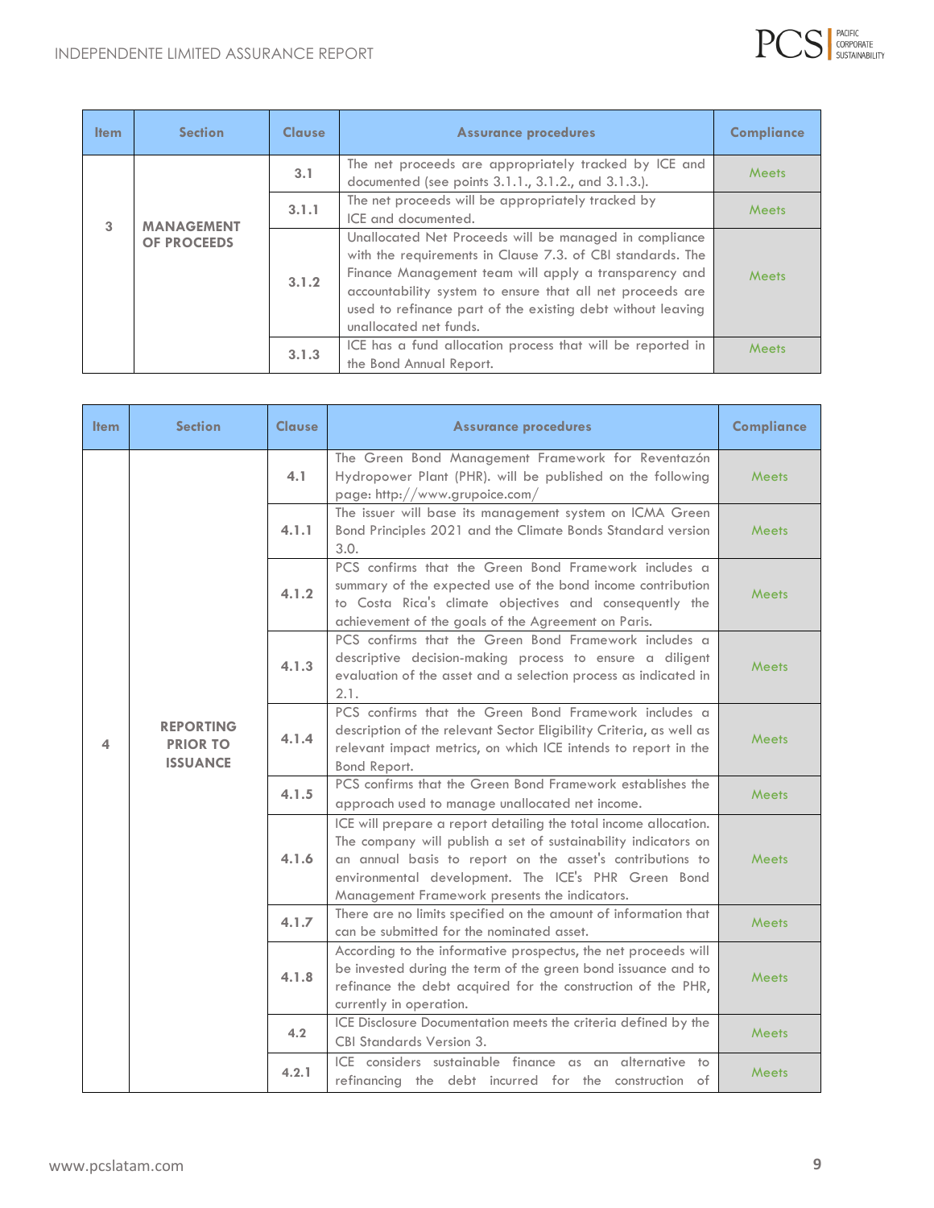| Item | Section | Clause | Assurance procedures | Compliance |
|---|---|---|---|---|
| 3 | MANAGEMENT OF PROCEEDS | 3.1 | The net proceeds are appropriately tracked by ICE and documented (see points 3.1.1., 3.1.2., and 3.1.3.). | Meets |
| | | 3.1.1 | The net proceeds will be appropriately tracked by ICE and documented. | Meets |
| | | 3.1.2 | Unallocated Net Proceeds will be managed in compliance with the requirements in Clause 7.3. of CBI standards. The Finance Management team will apply a transparency and accountability system to ensure that all net proceeds are used to refinance part of the existing debt without leaving unallocated net funds. | Meets |
| | | 3.1.3 | ICE has a fund allocation process that will be reported in the Bond Annual Report. | Meets |

| Item | Section | Clause | Assurance procedures | Compliance |
|---|---|---|---|---|
| 4 | REPORTING PRIOR TO ISSUANCE | 4.1 | The Green Bond Management Framework for Reventazón Hydropower Plant (PHR). will be published on the following page: http://www.grupoice.com/ | Meets |
| | | 4.1.1 | The issuer will base its management system on ICMA Green Bond Principles 2021 and the Climate Bonds Standard version 3.0. | Meets |
| | | 4.1.2 | PCS confirms that the Green Bond Framework includes a summary of the expected use of the bond income contribution to Costa Rica's climate objectives and consequently the achievement of the goals of the Agreement on Paris. | Meets |
| | | 4.1.3 | PCS confirms that the Green Bond Framework includes a descriptive decision-making process to ensure a diligent evaluation of the asset and a selection process as indicated in 2.1. | Meets |
| | | 4.1.4 | PCS confirms that the Green Bond Framework includes a description of the relevant Sector Eligibility Criteria, as well as relevant impact metrics, on which ICE intends to report in the Bond Report. | Meets |
| | | 4.1.5 | PCS confirms that the Green Bond Framework establishes the approach used to manage unallocated net income. | Meets |
| | | 4.1.6 | ICE will prepare a report detailing the total income allocation. The company will publish a set of sustainability indicators on an annual basis to report on the asset's contributions to environmental development. The ICE's PHR Green Bond Management Framework presents the indicators. | Meets |
| | | 4.1.7 | There are no limits specified on the amount of information that can be submitted for the nominated asset. | Meets |
| | | 4.1.8 | According to the informative prospectus, the net proceeds will be invested during the term of the green bond issuance and to refinance the debt acquired for the construction of the PHR, currently in operation. | Meets |
| | | 4.2 | ICE Disclosure Documentation meets the criteria defined by the CBI Standards Version 3. | Meets |
| | | 4.2.1 | ICE considers sustainable finance as an alternative to refinancing the debt incurred for the construction of | Meets |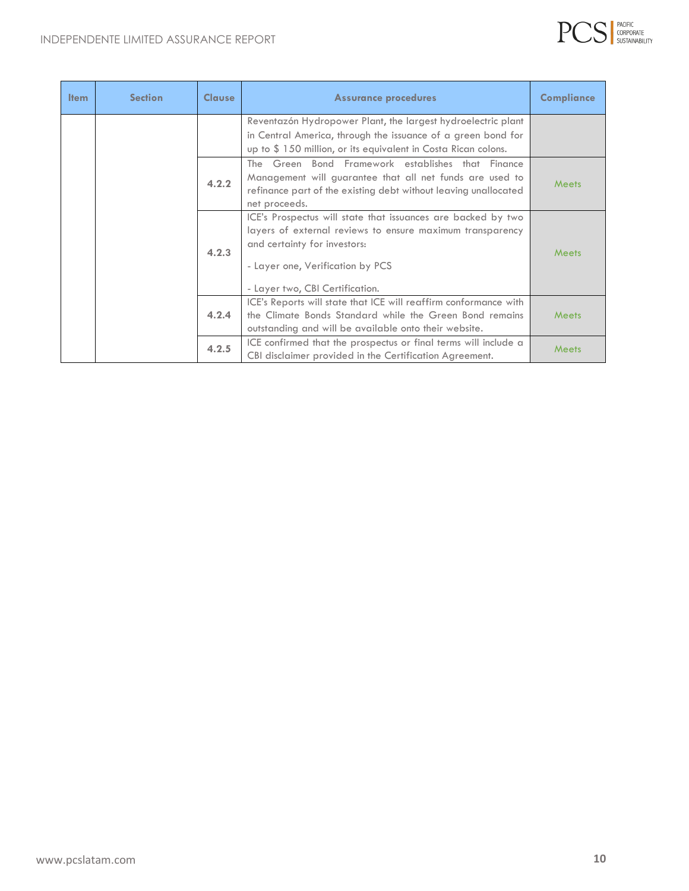| Item | Section | Clause | Assurance procedures | Compliance |
|---|---|---|---|---|
| | | | Reventazón Hydropower Plant, the largest hydroelectric plant in Central America, through the issuance of a green bond for up to $ 150 million, or its equivalent in Costa Rican colons. | |
| | | **4.2.2** | The Green Bond Framework establishes that Finance Management will guarantee that all net funds are used to refinance part of the existing debt without leaving unallocated net proceeds. | Meets |
| | | **4.2.3** | ICE's Prospectus will state that issuances are backed by two layers of external reviews to ensure maximum transparency and certainty for investors:<br><br>- Layer one, Verification by PCS<br><br>- Layer two, CBI Certification. | Meets |
| | | **4.2.4** | ICE's Reports will state that ICE will reaffirm conformance with the Climate Bonds Standard while the Green Bond remains outstanding and will be available onto their website. | Meets |
| | | **4.2.5** | ICE confirmed that the prospectus or final terms will include a CBI disclaimer provided in the Certification Agreement. | Meets |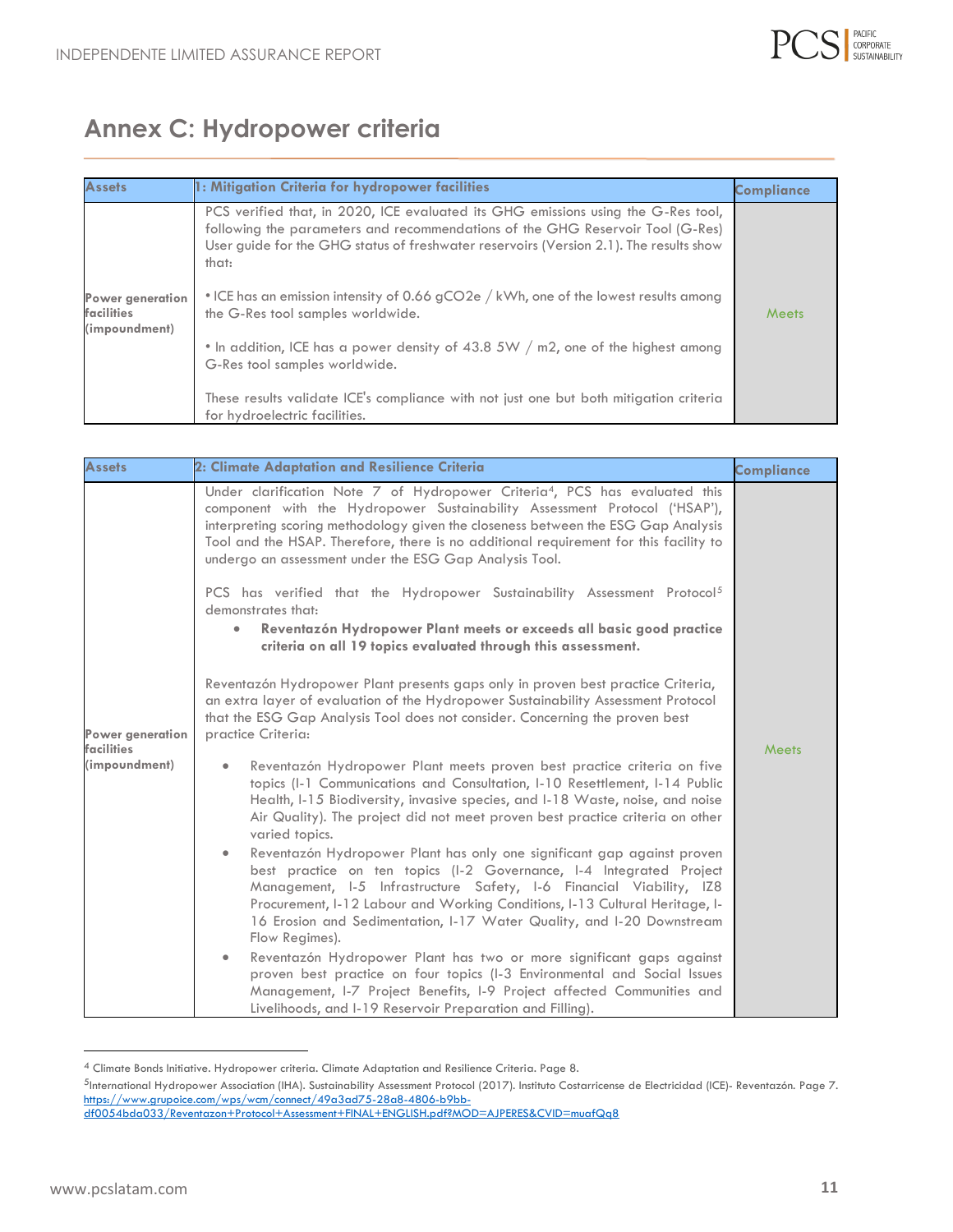# Annex C: Hydropower criteria

| Assets | 1: Mitigation Criteria for hydropower facilities | Compliance |
|---|---|---|
| Power generation facilities (impoundment) | PCS verified that, in 2020, ICE evaluated its GHG emissions using the G-Res tool, following the parameters and recommendations of the GHG Reservoir Tool (G-Res) User guide for the GHG status of freshwater reservoirs (Version 2.1). The results show that:<br><br>• ICE has an emission intensity of 0.66 gCO2e / kWh, one of the lowest results among the G-Res tool samples worldwide.<br><br>• In addition, ICE has a power density of 43.8 5W / m2, one of the highest among G-Res tool samples worldwide.<br><br>These results validate ICE's compliance with not just one but both mitigation criteria for hydroelectric facilities. | Meets |

| Assets | 2: Climate Adaptation and Resilience Criteria | Compliance |
|---|---|---|
| Power generation facilities (impoundment) | Under clarification Note 7 of Hydropower Criteria[4], PCS has evaluated this component with the Hydropower Sustainability Assessment Protocol ('HSAP'), interpreting scoring methodology given the closeness between the ESG Gap Analysis Tool and the HSAP. Therefore, there is no additional requirement for this facility to undergo an assessment under the ESG Gap Analysis Tool.<br><br>PCS has verified that the Hydropower Sustainability Assessment Protocol[5] demonstrates that:<br>• **Reventazón Hydropower Plant meets or exceeds all basic good practice criteria on all 19 topics evaluated through this assessment.**<br><br>Reventazón Hydropower Plant presents gaps only in proven best practice Criteria, an extra layer of evaluation of the Hydropower Sustainability Assessment Protocol that the ESG Gap Analysis Tool does not consider. Concerning the proven best practice Criteria:<br><br>• Reventazón Hydropower Plant meets proven best practice criteria on five topics (I-1 Communications and Consultation, I-10 Resettlement, I-14 Public Health, I-15 Biodiversity, invasive species, and I-18 Waste, noise, and noise Air Quality). The project did not meet proven best practice criteria on other varied topics.<br>• Reventazón Hydropower Plant has only one significant gap against proven best practice on ten topics (I-2 Governance, I-4 Integrated Project Management, I-5 Infrastructure Safety, I-6 Financial Viability, IZ8 Procurement, I-12 Labour and Working Conditions, I-13 Cultural Heritage, I-16 Erosion and Sedimentation, I-17 Water Quality, and I-20 Downstream Flow Regimes).<br>• Reventazón Hydropower Plant has two or more significant gaps against proven best practice on four topics (I-3 Environmental and Social Issues Management, I-7 Project Benefits, I-9 Project affected Communities and Livelihoods, and I-19 Reservoir Preparation and Filling). | Meets |

[4] Climate Bonds Initiative. Hydropower criteria. Climate Adaptation and Resilience Criteria. Page 8.

[5] International Hydropower Association (IHA). Sustainability Assessment Protocol (2017). Instituto Costarricense de Electricidad (ICE)- Reventazón. Page 7. https://www.grupoice.com/wps/wcm/connect/49a3ad75-28a8-4806-b9bb-df0054bda033/Reventazon+Protocol+Assessment+FINAL+ENGLISH.pdf?MOD=AJPERES&CVID=muafQq8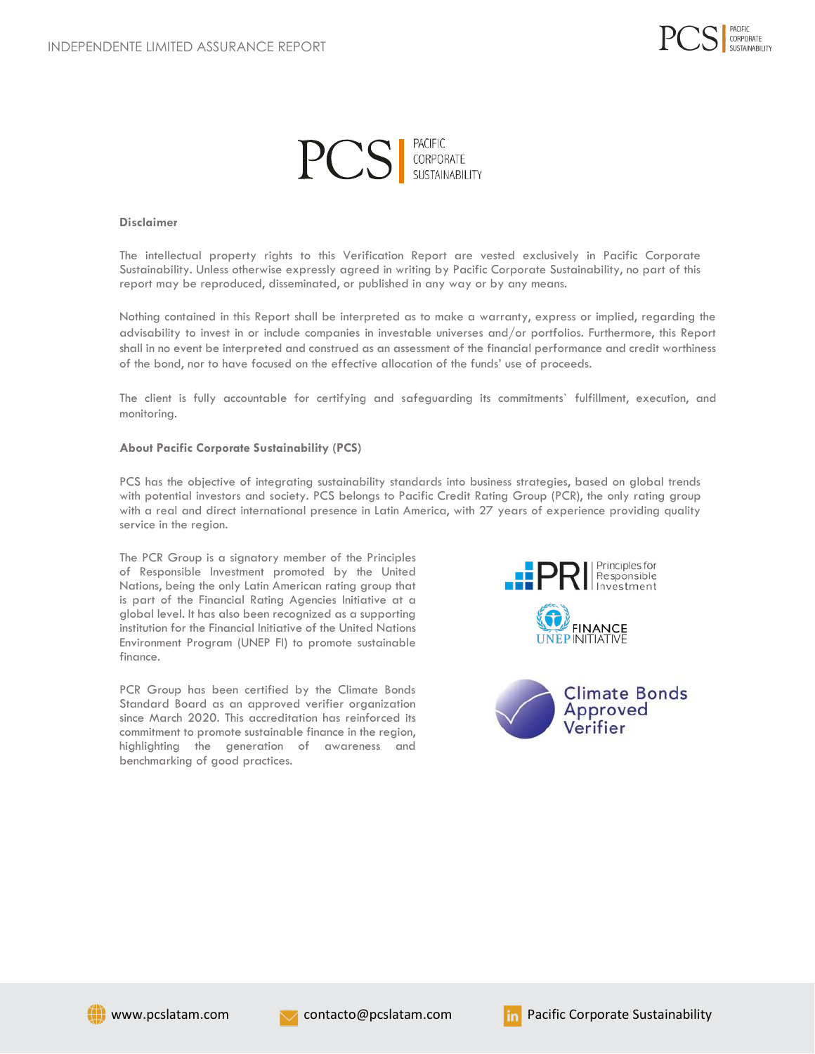PCS | PACIFIC CORPORATE SUSTAINABILITY

**Disclaimer**

The intellectual property rights to this Verification Report are vested exclusively in Pacific Corporate Sustainability. Unless otherwise expressly agreed in writing by Pacific Corporate Sustainability, no part of this report may be reproduced, disseminated, or published in any way or by any means.

Nothing contained in this Report shall be interpreted as to make a warranty, express or implied, regarding the advisability to invest in or include companies in investable universes and/or portfolios. Furthermore, this Report shall in no event be interpreted and construed as an assessment of the financial performance and credit worthiness of the bond, nor to have focused on the effective allocation of the funds' use of proceeds.

The client is fully accountable for certifying and safeguarding its commitments` fulfillment, execution, and monitoring.

**About Pacific Corporate Sustainability (PCS)**

PCS has the objective of integrating sustainability standards into business strategies, based on global trends with potential investors and society. PCS belongs to Pacific Credit Rating Group (PCR), the only rating group with a real and direct international presence in Latin America, with 27 years of experience providing quality service in the region.

The PCR Group is a signatory member of the Principles of Responsible Investment promoted by the United Nations, being the only Latin American rating group that is part of the Financial Rating Agencies Initiative at a global level. It has also been recognized as a supporting institution for the Financial Initiative of the United Nations Environment Program (UNEP FI) to promote sustainable finance.

PCR Group has been certified by the Climate Bonds Standard Board as an approved verifier organization since March 2020. This accreditation has reinforced its commitment to promote sustainable finance in the region, highlighting the generation of awareness and benchmarking of good practices.

PRI Principles for Responsible Investment

UNEP FINANCE INITIATIVE

Climate Bonds Approved Verifier

www.pcslatam.com

contacto@pcslatam.com

Pacific Corporate Sustainability